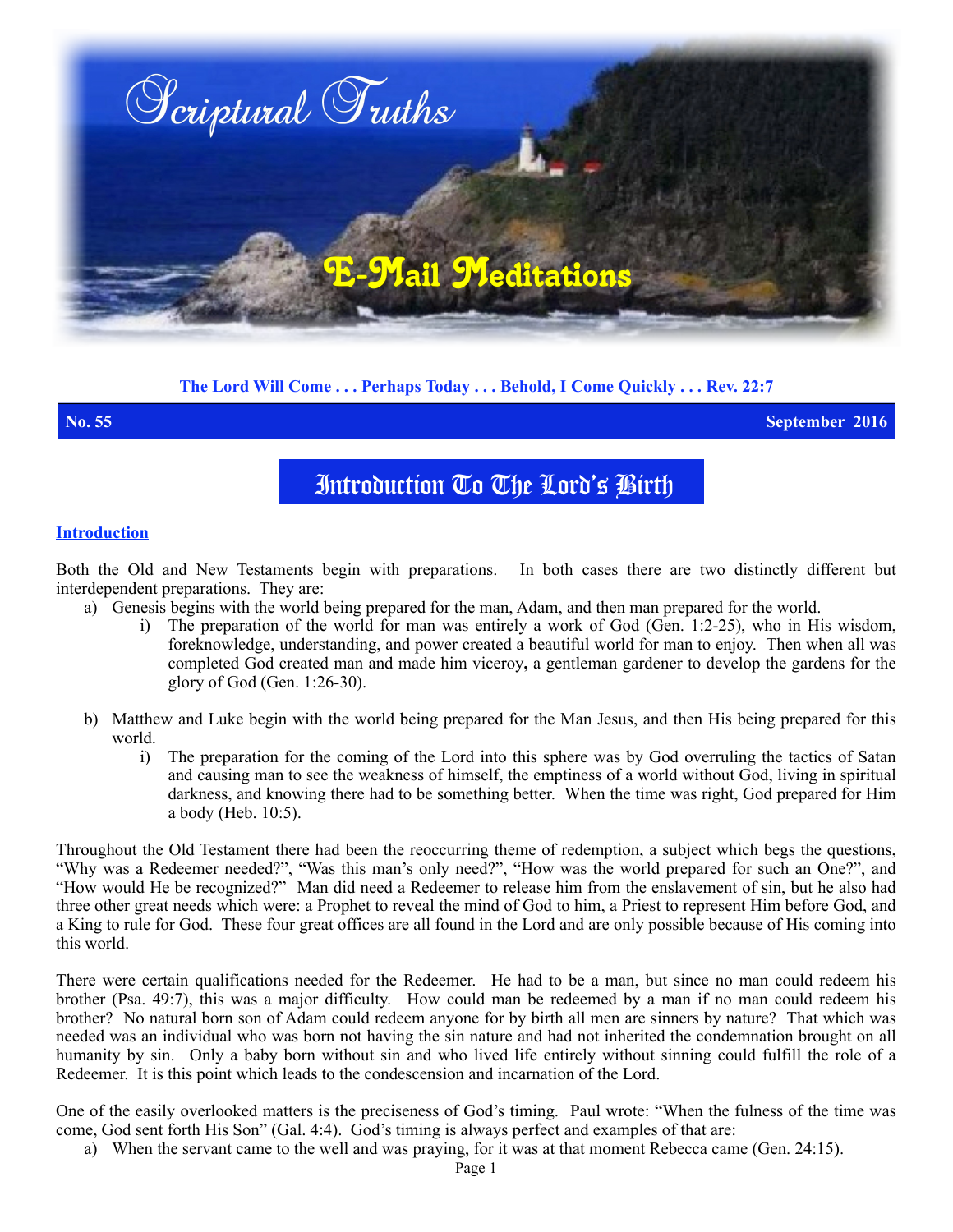# Scriptural Truths

## E-Mail Meditations

**The Lord Will Come . . . Perhaps Today . . . Behold, I Come Quickly . . . Rev. 22:7**

**No. 55** **September 2016**

# Introduction To The Lord's Birth

## Introduction

Both the Old and New Testaments begin with preparations. In both cases there are two distinctly different but interdependent preparations. They are:

a) Genesis begins with the world being prepared for the man, Adam, and then man prepared for the world.
   i) The preparation of the world for man was entirely a work of God (Gen. 1:2-25), who in His wisdom, foreknowledge, understanding, and power created a beautiful world for man to enjoy. Then when all was completed God created man and made him viceroy**,** a gentleman gardener to develop the gardens for the glory of God (Gen. 1:26-30).

b) Matthew and Luke begin with the world being prepared for the Man Jesus, and then His being prepared for this world.
   i) The preparation for the coming of the Lord into this sphere was by God overruling the tactics of Satan and causing man to see the weakness of himself, the emptiness of a world without God, living in spiritual darkness, and knowing there had to be something better. When the time was right, God prepared for Him a body (Heb. 10:5).

Throughout the Old Testament there had been the reoccurring theme of redemption, a subject which begs the questions, "Why was a Redeemer needed?", "Was this man's only need?", "How was the world prepared for such an One?", and "How would He be recognized?" Man did need a Redeemer to release him from the enslavement of sin, but he also had three other great needs which were: a Prophet to reveal the mind of God to him, a Priest to represent Him before God, and a King to rule for God. These four great offices are all found in the Lord and are only possible because of His coming into this world.

There were certain qualifications needed for the Redeemer. He had to be a man, but since no man could redeem his brother (Psa. 49:7), this was a major difficulty. How could man be redeemed by a man if no man could redeem his brother? No natural born son of Adam could redeem anyone for by birth all men are sinners by nature? That which was needed was an individual who was born not having the sin nature and had not inherited the condemnation brought on all humanity by sin. Only a baby born without sin and who lived life entirely without sinning could fulfill the role of a Redeemer. It is this point which leads to the condescension and incarnation of the Lord.

One of the easily overlooked matters is the preciseness of God's timing. Paul wrote: "When the fulness of the time was come, God sent forth His Son" (Gal. 4:4). God's timing is always perfect and examples of that are:

a) When the servant came to the well and was praying, for it was at that moment Rebecca came (Gen. 24:15).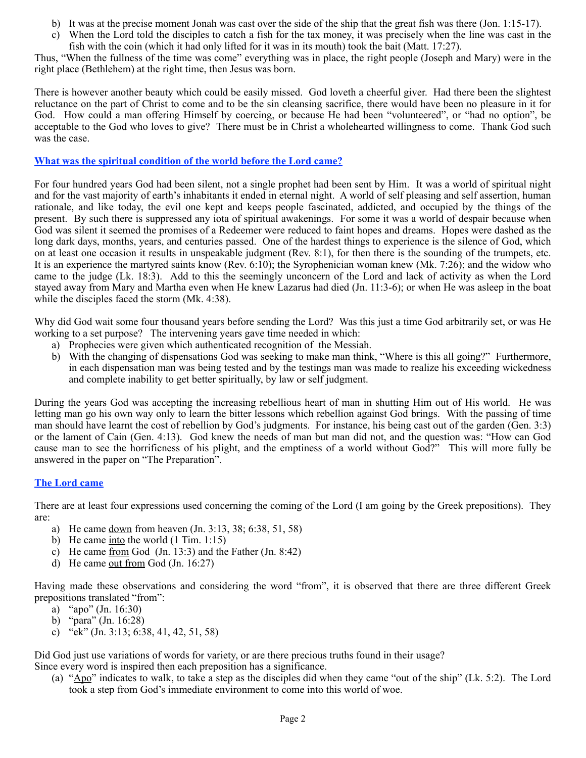b) It was at the precise moment Jonah was cast over the side of the ship that the great fish was there (Jon. 1:15-17).
c) When the Lord told the disciples to catch a fish for the tax money, it was precisely when the line was cast in the fish with the coin (which it had only lifted for it was in its mouth) took the bait (Matt. 17:27).

Thus, "When the fullness of the time was come" everything was in place, the right people (Joseph and Mary) were in the right place (Bethlehem) at the right time, then Jesus was born.

There is however another beauty which could be easily missed. God loveth a cheerful giver. Had there been the slightest reluctance on the part of Christ to come and to be the sin cleansing sacrifice, there would have been no pleasure in it for God. How could a man offering Himself by coercing, or because He had been "volunteered", or "had no option", be acceptable to the God who loves to give? There must be in Christ a wholehearted willingness to come. Thank God such was the case.

## What was the spiritual condition of the world before the Lord came?

For four hundred years God had been silent, not a single prophet had been sent by Him. It was a world of spiritual night and for the vast majority of earth's inhabitants it ended in eternal night. A world of self pleasing and self assertion, human rationale, and like today, the evil one kept and keeps people fascinated, addicted, and occupied by the things of the present. By such there is suppressed any iota of spiritual awakenings. For some it was a world of despair because when God was silent it seemed the promises of a Redeemer were reduced to faint hopes and dreams. Hopes were dashed as the long dark days, months, years, and centuries passed. One of the hardest things to experience is the silence of God, which on at least one occasion it results in unspeakable judgment (Rev. 8:1), for then there is the sounding of the trumpets, etc. It is an experience the martyred saints know (Rev. 6:10); the Syrophenician woman knew (Mk. 7:26); and the widow who came to the judge (Lk. 18:3). Add to this the seemingly unconcern of the Lord and lack of activity as when the Lord stayed away from Mary and Martha even when He knew Lazarus had died (Jn. 11:3-6); or when He was asleep in the boat while the disciples faced the storm (Mk. 4:38).

Why did God wait some four thousand years before sending the Lord? Was this just a time God arbitrarily set, or was He working to a set purpose? The intervening years gave time needed in which:

a) Prophecies were given which authenticated recognition of the Messiah.
b) With the changing of dispensations God was seeking to make man think, "Where is this all going?" Furthermore, in each dispensation man was being tested and by the testings man was made to realize his exceeding wickedness and complete inability to get better spiritually, by law or self judgment.

During the years God was accepting the increasing rebellious heart of man in shutting Him out of His world. He was letting man go his own way only to learn the bitter lessons which rebellion against God brings. With the passing of time man should have learnt the cost of rebellion by God's judgments. For instance, his being cast out of the garden (Gen. 3:3) or the lament of Cain (Gen. 4:13). God knew the needs of man but man did not, and the question was: "How can God cause man to see the horrificness of his plight, and the emptiness of a world without God?" This will more fully be answered in the paper on "The Preparation".

## The Lord came

There are at least four expressions used concerning the coming of the Lord (I am going by the Greek prepositions). They are:

a) He came <u>down</u> from heaven (Jn. 3:13, 38; 6:38, 51, 58)
b) He came <u>into</u> the world (1 Tim. 1:15)
c) He came <u>from</u> God (Jn. 13:3) and the Father (Jn. 8:42)
d) He came <u>out from</u> God (Jn. 16:27)

Having made these observations and considering the word "from", it is observed that there are three different Greek prepositions translated "from":

a) "apo" (Jn. 16:30)
b) "para" (Jn. 16:28)
c) "ek" (Jn. 3:13; 6:38, 41, 42, 51, 58)

Did God just use variations of words for variety, or are there precious truths found in their usage?
Since every word is inspired then each preposition has a significance.

(a) "<u>Apo</u>" indicates to walk, to take a step as the disciples did when they came "out of the ship" (Lk. 5:2). The Lord took a step from God's immediate environment to come into this world of woe.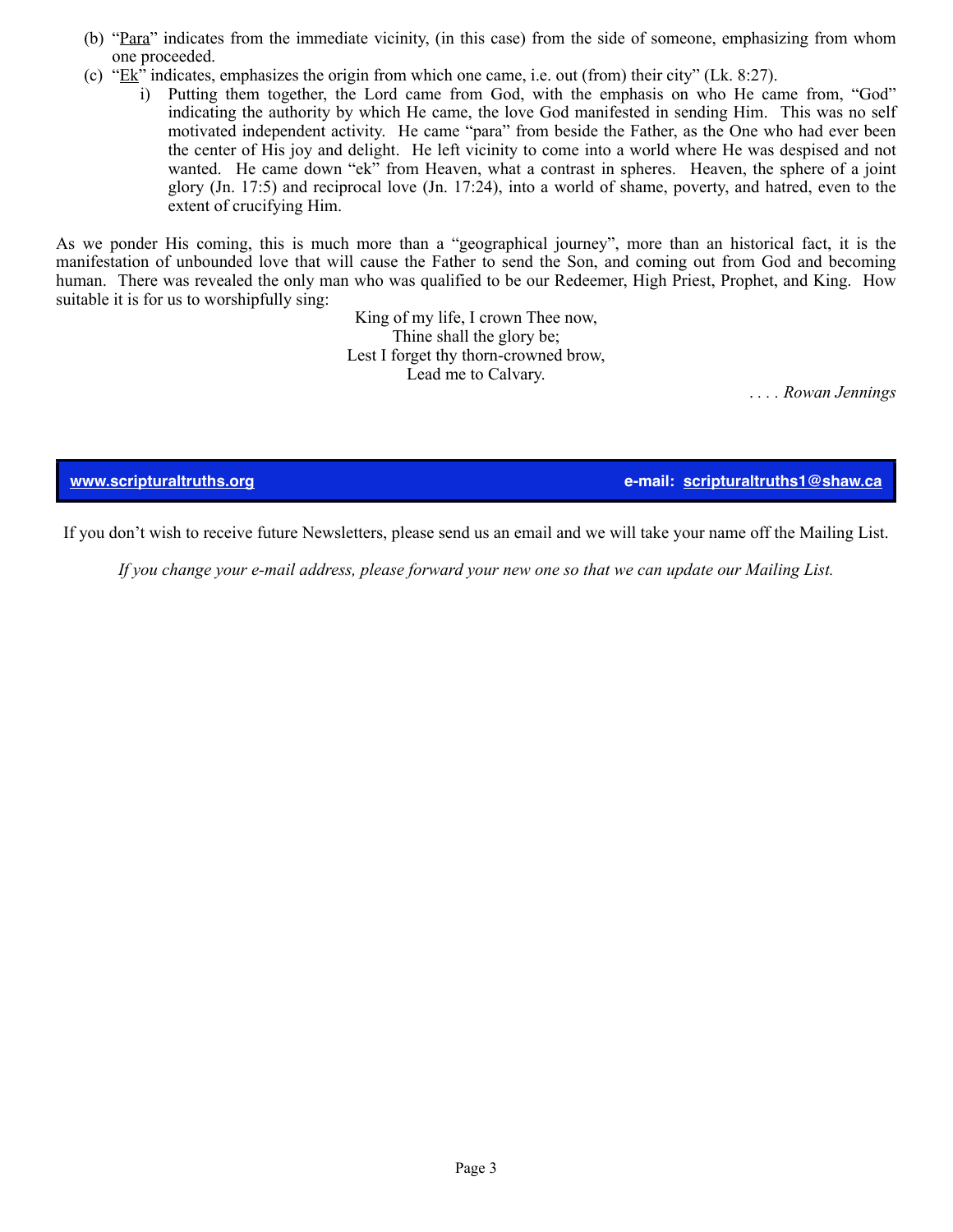(b) "Para" indicates from the immediate vicinity, (in this case) from the side of someone, emphasizing from whom one proceeded.

(c) "Ek" indicates, emphasizes the origin from which one came, i.e. out (from) their city" (Lk. 8:27).

  i) Putting them together, the Lord came from God, with the emphasis on who He came from, "God" indicating the authority by which He came, the love God manifested in sending Him. This was no self motivated independent activity. He came "para" from beside the Father, as the One who had ever been the center of His joy and delight. He left vicinity to come into a world where He was despised and not wanted. He came down "ek" from Heaven, what a contrast in spheres. Heaven, the sphere of a joint glory (Jn. 17:5) and reciprocal love (Jn. 17:24), into a world of shame, poverty, and hatred, even to the extent of crucifying Him.

As we ponder His coming, this is much more than a "geographical journey", more than an historical fact, it is the manifestation of unbounded love that will cause the Father to send the Son, and coming out from God and becoming human. There was revealed the only man who was qualified to be our Redeemer, High Priest, Prophet, and King. How suitable it is for us to worshipfully sing:

King of my life, I crown Thee now,  
Thine shall the glory be;  
Lest I forget thy thorn-crowned brow,  
Lead me to Calvary.

*. . . . Rowan Jennings*

**www.scripturaltruths.org** **e-mail: scripturaltruths1@shaw.ca**

If you don't wish to receive future Newsletters, please send us an email and we will take your name off the Mailing List.

*If you change your e-mail address, please forward your new one so that we can update our Mailing List.*